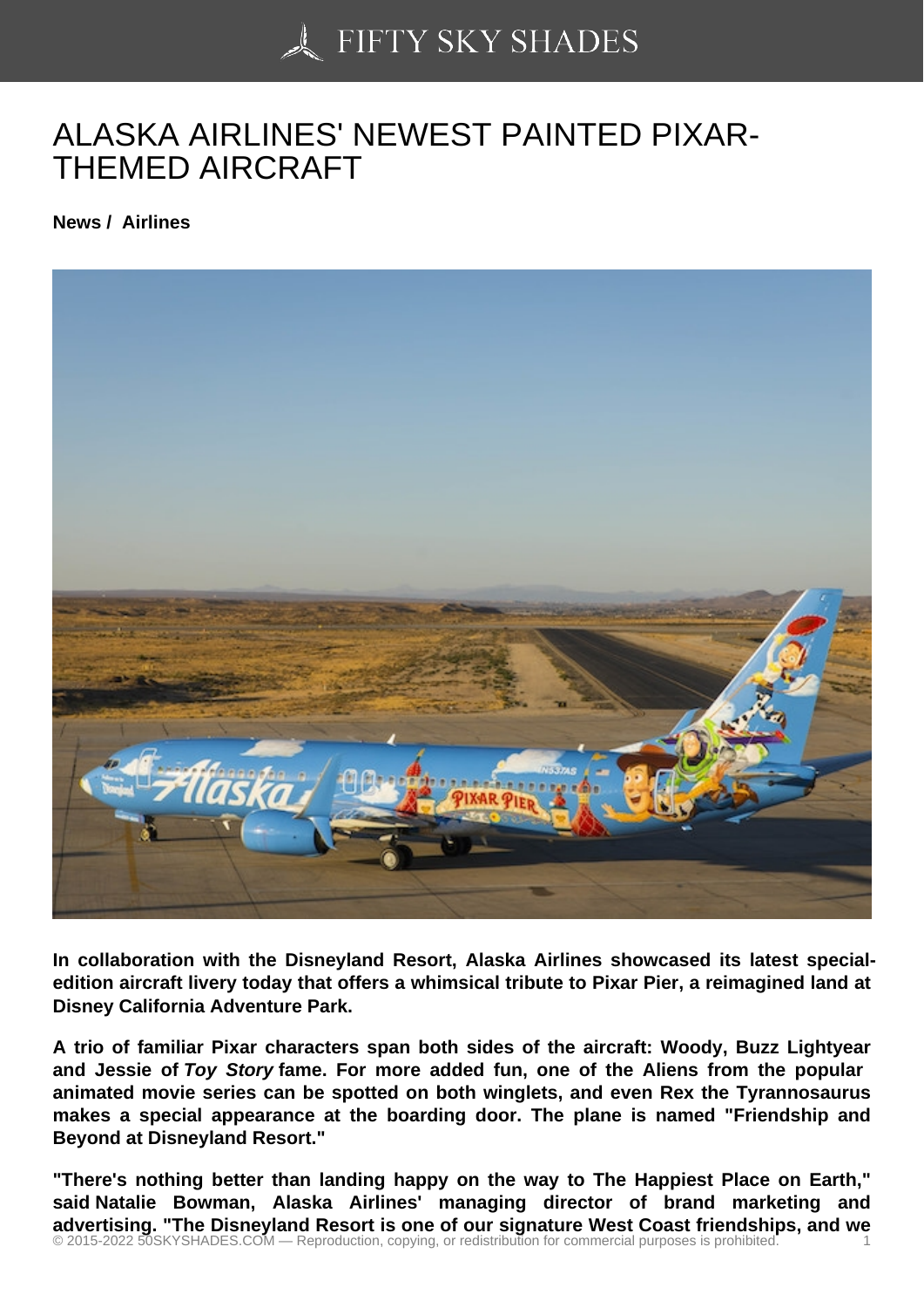# ALASKA AIRLINES' NEWEST PAINTED PIXAR-THEMED AIRCRAFT

**News / Airlines**

**In collaboration with the Disneyland Resort, Alaska Airlines showcased its latest special-edition aircraft livery today that offers a whimsical tribute to Pixar Pier, a reimagined land at Disney California Adventure Park.**

**A trio of familiar Pixar characters span both sides of the aircraft: Woody, Buzz Lightyear and Jessie of *Toy Story* fame. For more added fun, one of the Aliens from the popular animated movie series can be spotted on both winglets, and even Rex the Tyrannosaurus makes a special appearance at the boarding door. The plane is named "Friendship and Beyond at Disneyland Resort."**

**"There's nothing better than landing happy on the way to The Happiest Place on Earth," said Natalie Bowman, Alaska Airlines' managing director of brand marketing and advertising. "The Disneyland Resort is one of our signature West Coast friendships, and we**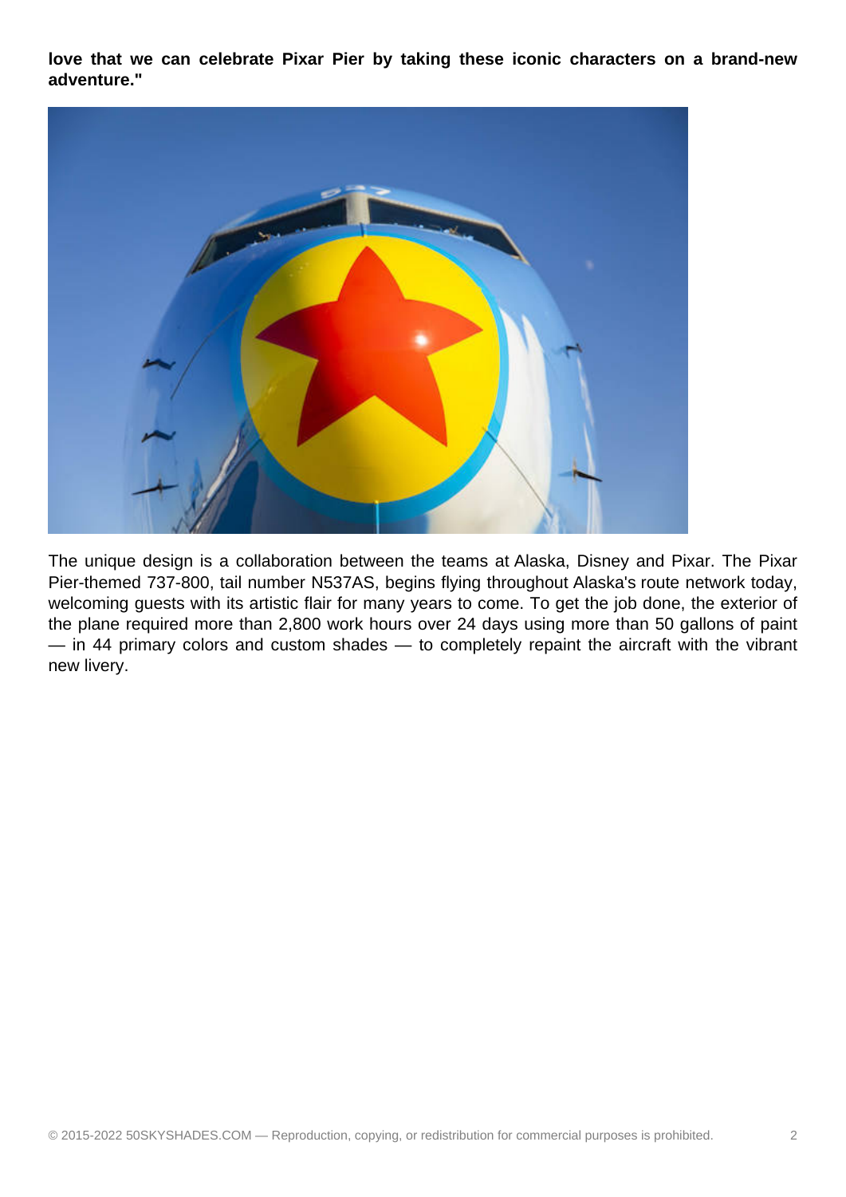**love that we can celebrate Pixar Pier by taking these iconic characters on a brand-new adventure."**

The unique design is a collaboration between the teams at Alaska, Disney and Pixar. The Pixar Pier-themed 737-800, tail number N537AS, begins flying throughout Alaska's route network today, welcoming guests with its artistic flair for many years to come. To get the job done, the exterior of the plane required more than 2,800 work hours over 24 days using more than 50 gallons of paint — in 44 primary colors and custom shades — to completely repaint the aircraft with the vibrant new livery.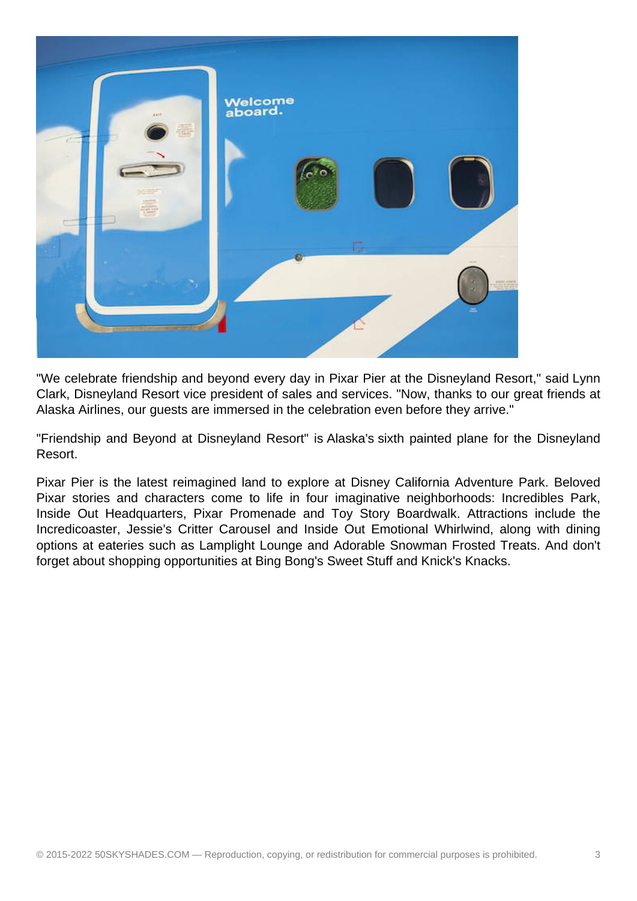"We celebrate friendship and beyond every day in Pixar Pier at the Disneyland Resort," said Lynn Clark, Disneyland Resort vice president of sales and services. "Now, thanks to our great friends at Alaska Airlines, our guests are immersed in the celebration even before they arrive."

"Friendship and Beyond at Disneyland Resort" is Alaska's sixth painted plane for the Disneyland Resort.

Pixar Pier is the latest reimagined land to explore at Disney California Adventure Park. Beloved Pixar stories and characters come to life in four imaginative neighborhoods: Incredibles Park, Inside Out Headquarters, Pixar Promenade and Toy Story Boardwalk. Attractions include the Incredicoaster, Jessie's Critter Carousel and Inside Out Emotional Whirlwind, along with dining options at eateries such as Lamplight Lounge and Adorable Snowman Frosted Treats. And don't forget about shopping opportunities at Bing Bong's Sweet Stuff and Knick's Knacks.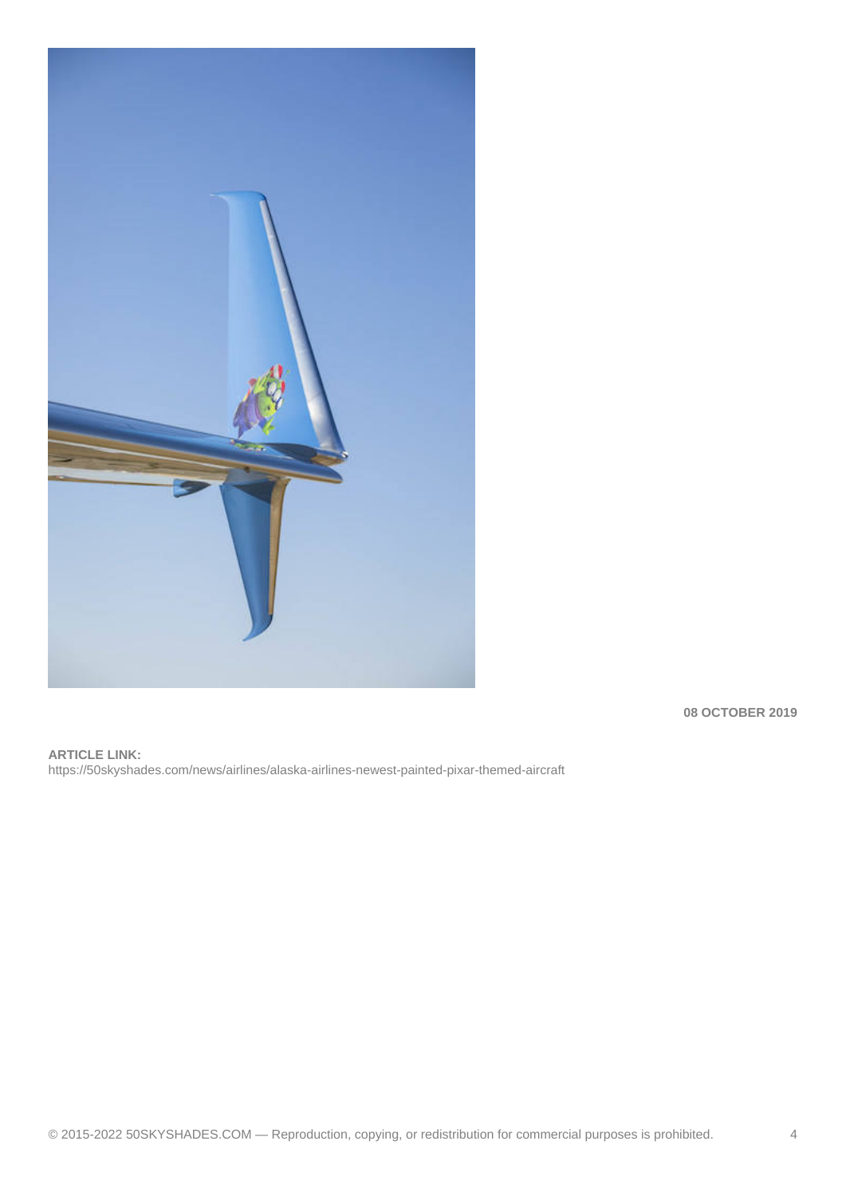**08 OCTOBER 2019**

**ARTICLE LINK:**
https://50skyshades.com/news/airlines/alaska-airlines-newest-painted-pixar-themed-aircraft